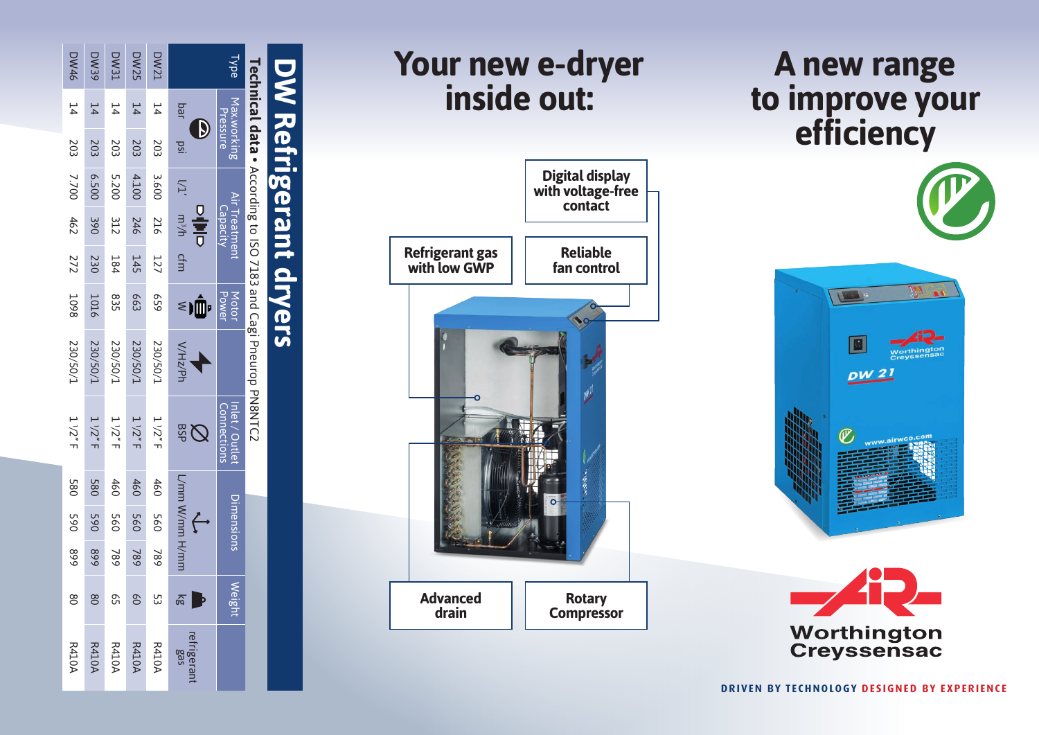# DW Refrigerant dryers

**Technical data** • According to ISO 7183 and Cagi Pneurop PN8NTC2

| Type | Max.working Pressure | | Air Treatment Capacity | | | Motor Power | | Inlet / Outlet Connections | Dimensions | | | Weight | refrigerant gas |
|---|---|---|---|---|---|---|---|---|---|---|---|---|---|
| | bar | psi | l/1' | m³/h | cfm | W | V/Hz/Ph | BSP | L/mm | W/mm | H/mm | kg | |
| DW21 | 14 | 203 | 3.600 | 216 | 127 | 659 | 230/50/1 | 1 1/2" F | 460 | 560 | 789 | 53 | R410A |
| DW25 | 14 | 203 | 4.100 | 246 | 145 | 663 | 230/50/1 | 1 1/2" F | 460 | 560 | 789 | 60 | R410A |
| DW31 | 14 | 203 | 5.200 | 312 | 184 | 835 | 230/50/1 | 1 1/2" F | 460 | 560 | 789 | 65 | R410A |
| DW39 | 14 | 203 | 6.500 | 390 | 230 | 1016 | 230/50/1 | 1 1/2" F | 580 | 590 | 899 | 80 | R410A |
| DW46 | 14 | 203 | 7.700 | 462 | 272 | 1098 | 230/50/1 | 1 1/2" F | 580 | 590 | 899 | 80 | R410A |

# Your new e-dryer inside out:

- Digital display with voltage-free contact
- Refrigerant gas with low GWP
- Reliable fan control
- Advanced drain
- Rotary Compressor

# A new range to improve your efficiency

Worthington Creyssensac

DRIVEN BY TECHNOLOGY DESIGNED BY EXPERIENCE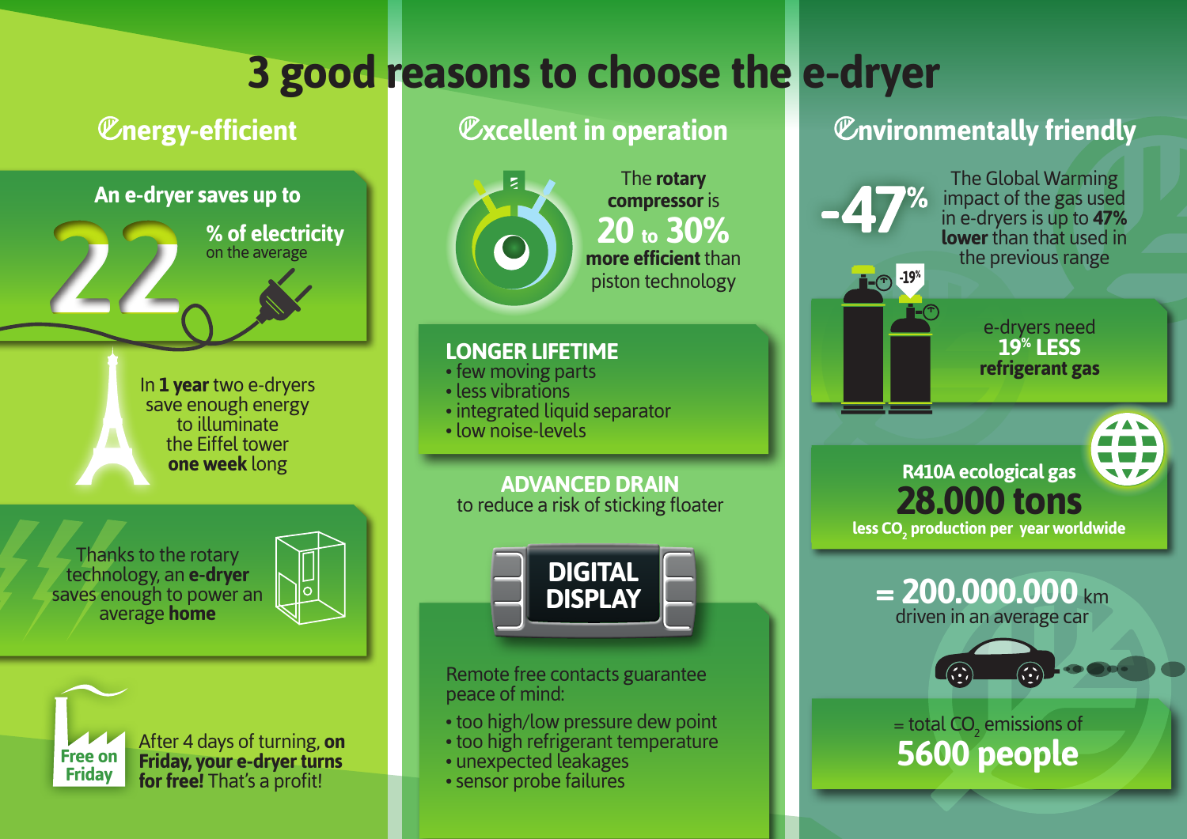# 3 good reasons to choose the e-dryer

## Energy-efficient

**An e-dryer saves up to**

**22 % of electricity** on the average

In **1 year** two e-dryers save enough energy to illuminate the Eiffel tower **one week** long

Thanks to the rotary technology, an **e-dryer** saves enough to power an average **home**

**Free on Friday**

After 4 days of turning, **on Friday, your e-dryer turns for free!** That's a profit!

## Excellent in operation

The **rotary compressor** is **20 to 30% more efficient** than piston technology

**LONGER LIFETIME**

- few moving parts
- less vibrations
- integrated liquid separator
- low noise-levels

**ADVANCED DRAIN**
to reduce a risk of sticking floater

**DIGITAL DISPLAY**

Remote free contacts guarantee peace of mind:

- too high/low pressure dew point
- too high refrigerant temperature
- unexpected leakages
- sensor probe failures

## Environmentally friendly

**-47%**

The Global Warming impact of the gas used in e-dryers is up to **47% lower** than that used in the previous range

-19%

e-dryers need **19% LESS refrigerant gas**

**R410A ecological gas**

**28.000 tons**

**less $CO_2$ production per year worldwide**

**= 200.000.000** km driven in an average car

= total $CO_2$ emissions of **5600 people**